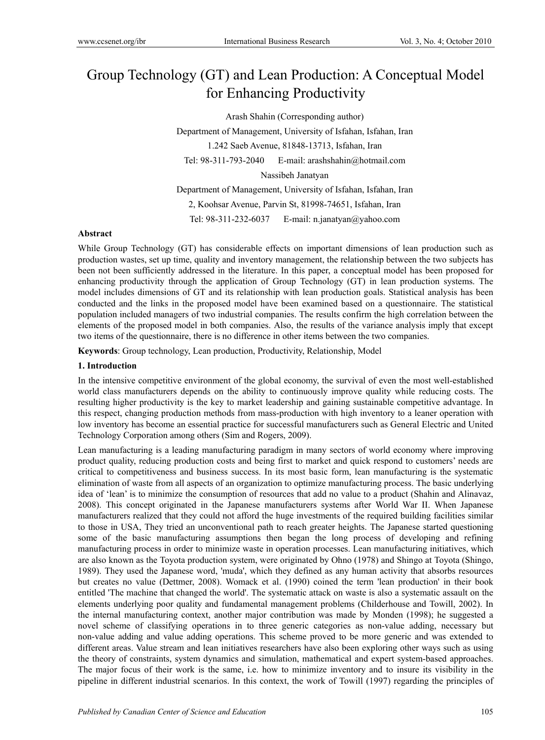# Group Technology (GT) and Lean Production: A Conceptual Model for Enhancing Productivity

Arash Shahin (Corresponding author)

Department of Management, University of Isfahan, Isfahan, Iran

1.242 Saeb Avenue, 81848-13713, Isfahan, Iran

Tel: 98-311-793-2040 E-mail: arashshahin@hotmail.com

Nassibeh Janatyan

Department of Management, University of Isfahan, Isfahan, Iran

2, Koohsar Avenue, Parvin St, 81998-74651, Isfahan, Iran

Tel: 98-311-232-6037 E-mail: n.janatyan@yahoo.com

**Abstract**

While Group Technology (GT) has considerable effects on important dimensions of lean production such as production wastes, set up time, quality and inventory management, the relationship between the two subjects has been not been sufficiently addressed in the literature. In this paper, a conceptual model has been proposed for enhancing productivity through the application of Group Technology (GT) in lean production systems. The model includes dimensions of GT and its relationship with lean production goals. Statistical analysis has been conducted and the links in the proposed model have been examined based on a questionnaire. The statistical population included managers of two industrial companies. The results confirm the high correlation between the elements of the proposed model in both companies. Also, the results of the variance analysis imply that except two items of the questionnaire, there is no difference in other items between the two companies.

**Keywords**: Group technology, Lean production, Productivity, Relationship, Model

## 1. Introduction

In the intensive competitive environment of the global economy, the survival of even the most well-established world class manufacturers depends on the ability to continuously improve quality while reducing costs. The resulting higher productivity is the key to market leadership and gaining sustainable competitive advantage. In this respect, changing production methods from mass-production with high inventory to a leaner operation with low inventory has become an essential practice for successful manufacturers such as General Electric and United Technology Corporation among others (Sim and Rogers, 2009).

Lean manufacturing is a leading manufacturing paradigm in many sectors of world economy where improving product quality, reducing production costs and being first to market and quick respond to customers' needs are critical to competitiveness and business success. In its most basic form, lean manufacturing is the systematic elimination of waste from all aspects of an organization to optimize manufacturing process. The basic underlying idea of 'lean' is to minimize the consumption of resources that add no value to a product (Shahin and Alinavaz, 2008). This concept originated in the Japanese manufacturers systems after World War II. When Japanese manufacturers realized that they could not afford the huge investments of the required building facilities similar to those in USA, They tried an unconventional path to reach greater heights. The Japanese started questioning some of the basic manufacturing assumptions then began the long process of developing and refining manufacturing process in order to minimize waste in operation processes. Lean manufacturing initiatives, which are also known as the Toyota production system, were originated by Ohno (1978) and Shingo at Toyota (Shingo, 1989). They used the Japanese word, 'muda', which they defined as any human activity that absorbs resources but creates no value (Dettmer, 2008). Womack et al. (1990) coined the term 'lean production' in their book entitled 'The machine that changed the world'. The systematic attack on waste is also a systematic assault on the elements underlying poor quality and fundamental management problems (Childerhouse and Towill, 2002). In the internal manufacturing context, another major contribution was made by Monden (1998); he suggested a novel scheme of classifying operations in to three generic categories as non-value adding, necessary but non-value adding and value adding operations. This scheme proved to be more generic and was extended to different areas. Value stream and lean initiatives researchers have also been exploring other ways such as using the theory of constraints, system dynamics and simulation, mathematical and expert system-based approaches. The major focus of their work is the same, i.e. how to minimize inventory and to insure its visibility in the pipeline in different industrial scenarios. In this context, the work of Towill (1997) regarding the principles of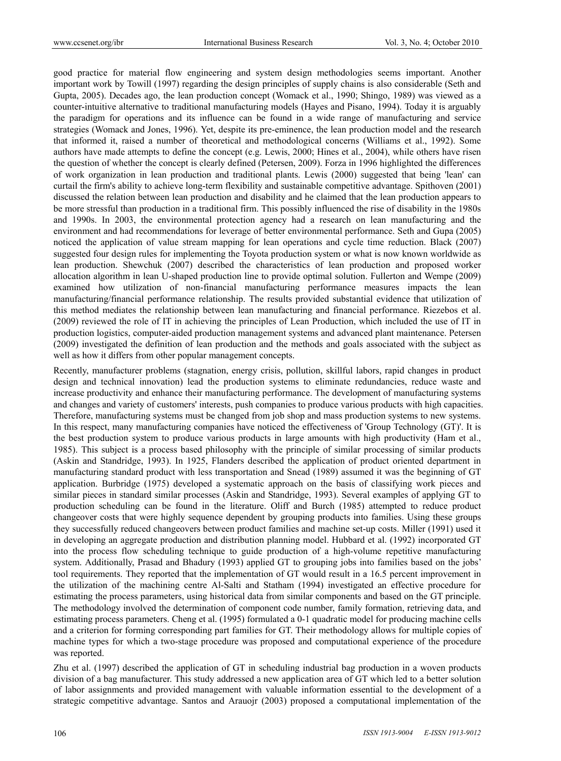good practice for material flow engineering and system design methodologies seems important. Another important work by Towill (1997) regarding the design principles of supply chains is also considerable (Seth and Gupta, 2005). Decades ago, the lean production concept (Womack et al., 1990; Shingo, 1989) was viewed as a counter-intuitive alternative to traditional manufacturing models (Hayes and Pisano, 1994). Today it is arguably the paradigm for operations and its influence can be found in a wide range of manufacturing and service strategies (Womack and Jones, 1996). Yet, despite its pre-eminence, the lean production model and the research that informed it, raised a number of theoretical and methodological concerns (Williams et al., 1992). Some authors have made attempts to define the concept (e.g. Lewis, 2000; Hines et al., 2004), while others have risen the question of whether the concept is clearly defined (Petersen, 2009). Forza in 1996 highlighted the differences of work organization in lean production and traditional plants. Lewis (2000) suggested that being 'lean' can curtail the firm's ability to achieve long-term flexibility and sustainable competitive advantage. Spithoven (2001) discussed the relation between lean production and disability and he claimed that the lean production appears to be more stressful than production in a traditional firm. This possibly influenced the rise of disability in the 1980s and 1990s. In 2003, the environmental protection agency had a research on lean manufacturing and the environment and had recommendations for leverage of better environmental performance. Seth and Gupa (2005) noticed the application of value stream mapping for lean operations and cycle time reduction. Black (2007) suggested four design rules for implementing the Toyota production system or what is now known worldwide as lean production. Shewchuk (2007) described the characteristics of lean production and proposed worker allocation algorithm in lean U-shaped production line to provide optimal solution. Fullerton and Wempe (2009) examined how utilization of non-financial manufacturing performance measures impacts the lean manufacturing/financial performance relationship. The results provided substantial evidence that utilization of this method mediates the relationship between lean manufacturing and financial performance. Riezebos et al. (2009) reviewed the role of IT in achieving the principles of Lean Production, which included the use of IT in production logistics, computer-aided production management systems and advanced plant maintenance. Petersen (2009) investigated the definition of lean production and the methods and goals associated with the subject as well as how it differs from other popular management concepts.

Recently, manufacturer problems (stagnation, energy crisis, pollution, skillful labors, rapid changes in product design and technical innovation) lead the production systems to eliminate redundancies, reduce waste and increase productivity and enhance their manufacturing performance. The development of manufacturing systems and changes and variety of customers' interests, push companies to produce various products with high capacities. Therefore, manufacturing systems must be changed from job shop and mass production systems to new systems. In this respect, many manufacturing companies have noticed the effectiveness of 'Group Technology (GT)'. It is the best production system to produce various products in large amounts with high productivity (Ham et al., 1985). This subject is a process based philosophy with the principle of similar processing of similar products (Askin and Standridge, 1993). In 1925, Flanders described the application of product oriented department in manufacturing standard product with less transportation and Snead (1989) assumed it was the beginning of GT application. Burbridge (1975) developed a systematic approach on the basis of classifying work pieces and similar pieces in standard similar processes (Askin and Standridge, 1993). Several examples of applying GT to production scheduling can be found in the literature. Oliff and Burch (1985) attempted to reduce product changeover costs that were highly sequence dependent by grouping products into families. Using these groups they successfully reduced changeovers between product families and machine set-up costs. Miller (1991) used it in developing an aggregate production and distribution planning model. Hubbard et al. (1992) incorporated GT into the process flow scheduling technique to guide production of a high-volume repetitive manufacturing system. Additionally, Prasad and Bhadury (1993) applied GT to grouping jobs into families based on the jobs' tool requirements. They reported that the implementation of GT would result in a 16.5 percent improvement in the utilization of the machining centre Al-Salti and Statham (1994) investigated an effective procedure for estimating the process parameters, using historical data from similar components and based on the GT principle. The methodology involved the determination of component code number, family formation, retrieving data, and estimating process parameters. Cheng et al. (1995) formulated a 0-1 quadratic model for producing machine cells and a criterion for forming corresponding part families for GT. Their methodology allows for multiple copies of machine types for which a two-stage procedure was proposed and computational experience of the procedure was reported.

Zhu et al. (1997) described the application of GT in scheduling industrial bag production in a woven products division of a bag manufacturer. This study addressed a new application area of GT which led to a better solution of labor assignments and provided management with valuable information essential to the development of a strategic competitive advantage. Santos and Arauojr (2003) proposed a computational implementation of the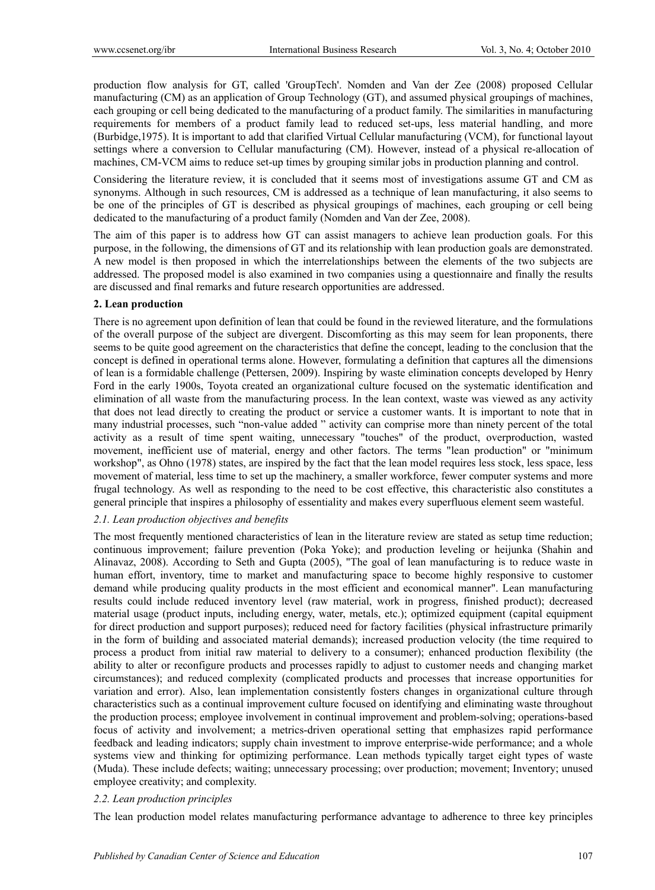production flow analysis for GT, called 'GroupTech'. Nomden and Van der Zee (2008) proposed Cellular manufacturing (CM) as an application of Group Technology (GT), and assumed physical groupings of machines, each grouping or cell being dedicated to the manufacturing of a product family. The similarities in manufacturing requirements for members of a product family lead to reduced set-ups, less material handling, and more (Burbidge,1975). It is important to add that clarified Virtual Cellular manufacturing (VCM), for functional layout settings where a conversion to Cellular manufacturing (CM). However, instead of a physical re-allocation of machines, CM-VCM aims to reduce set-up times by grouping similar jobs in production planning and control.

Considering the literature review, it is concluded that it seems most of investigations assume GT and CM as synonyms. Although in such resources, CM is addressed as a technique of lean manufacturing, it also seems to be one of the principles of GT is described as physical groupings of machines, each grouping or cell being dedicated to the manufacturing of a product family (Nomden and Van der Zee, 2008).

The aim of this paper is to address how GT can assist managers to achieve lean production goals. For this purpose, in the following, the dimensions of GT and its relationship with lean production goals are demonstrated. A new model is then proposed in which the interrelationships between the elements of the two subjects are addressed. The proposed model is also examined in two companies using a questionnaire and finally the results are discussed and final remarks and future research opportunities are addressed.

## 2. Lean production

There is no agreement upon definition of lean that could be found in the reviewed literature, and the formulations of the overall purpose of the subject are divergent. Discomforting as this may seem for lean proponents, there seems to be quite good agreement on the characteristics that define the concept, leading to the conclusion that the concept is defined in operational terms alone. However, formulating a definition that captures all the dimensions of lean is a formidable challenge (Pettersen, 2009). Inspiring by waste elimination concepts developed by Henry Ford in the early 1900s, Toyota created an organizational culture focused on the systematic identification and elimination of all waste from the manufacturing process. In the lean context, waste was viewed as any activity that does not lead directly to creating the product or service a customer wants. It is important to note that in many industrial processes, such "non-value added " activity can comprise more than ninety percent of the total activity as a result of time spent waiting, unnecessary "touches" of the product, overproduction, wasted movement, inefficient use of material, energy and other factors. The terms "lean production" or "minimum workshop", as Ohno (1978) states, are inspired by the fact that the lean model requires less stock, less space, less movement of material, less time to set up the machinery, a smaller workforce, fewer computer systems and more frugal technology. As well as responding to the need to be cost effective, this characteristic also constitutes a general principle that inspires a philosophy of essentiality and makes every superfluous element seem wasteful.

### *2.1. Lean production objectives and benefits*

The most frequently mentioned characteristics of lean in the literature review are stated as setup time reduction; continuous improvement; failure prevention (Poka Yoke); and production leveling or heijunka (Shahin and Alinavaz, 2008). According to Seth and Gupta (2005), "The goal of lean manufacturing is to reduce waste in human effort, inventory, time to market and manufacturing space to become highly responsive to customer demand while producing quality products in the most efficient and economical manner". Lean manufacturing results could include reduced inventory level (raw material, work in progress, finished product); decreased material usage (product inputs, including energy, water, metals, etc.); optimized equipment (capital equipment for direct production and support purposes); reduced need for factory facilities (physical infrastructure primarily in the form of building and associated material demands); increased production velocity (the time required to process a product from initial raw material to delivery to a consumer); enhanced production flexibility (the ability to alter or reconfigure products and processes rapidly to adjust to customer needs and changing market circumstances); and reduced complexity (complicated products and processes that increase opportunities for variation and error). Also, lean implementation consistently fosters changes in organizational culture through characteristics such as a continual improvement culture focused on identifying and eliminating waste throughout the production process; employee involvement in continual improvement and problem-solving; operations-based focus of activity and involvement; a metrics-driven operational setting that emphasizes rapid performance feedback and leading indicators; supply chain investment to improve enterprise-wide performance; and a whole systems view and thinking for optimizing performance. Lean methods typically target eight types of waste (Muda). These include defects; waiting; unnecessary processing; over production; movement; Inventory; unused employee creativity; and complexity.

### *2.2. Lean production principles*

The lean production model relates manufacturing performance advantage to adherence to three key principles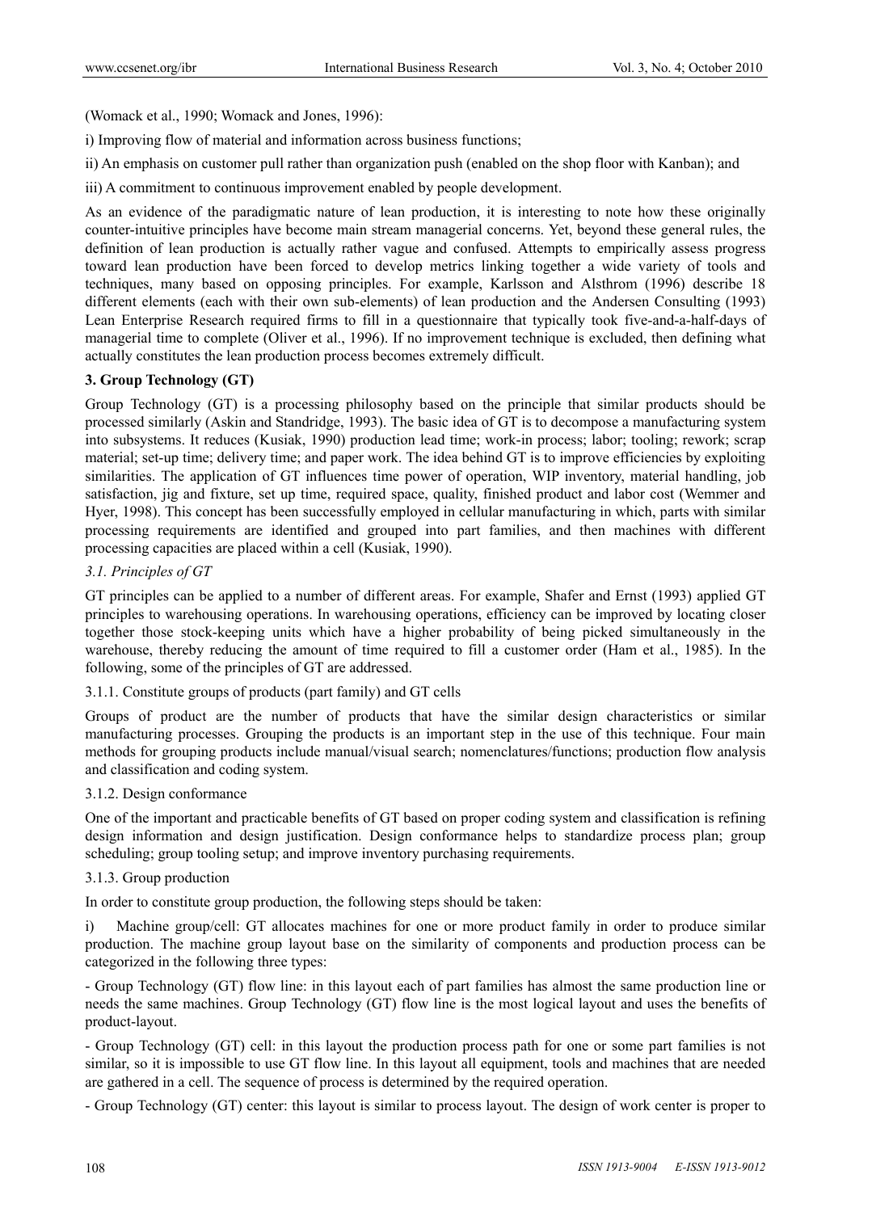(Womack et al., 1990; Womack and Jones, 1996):

i) Improving flow of material and information across business functions;

ii) An emphasis on customer pull rather than organization push (enabled on the shop floor with Kanban); and

iii) A commitment to continuous improvement enabled by people development.

As an evidence of the paradigmatic nature of lean production, it is interesting to note how these originally counter-intuitive principles have become main stream managerial concerns. Yet, beyond these general rules, the definition of lean production is actually rather vague and confused. Attempts to empirically assess progress toward lean production have been forced to develop metrics linking together a wide variety of tools and techniques, many based on opposing principles. For example, Karlsson and Alsthrom (1996) describe 18 different elements (each with their own sub-elements) of lean production and the Andersen Consulting (1993) Lean Enterprise Research required firms to fill in a questionnaire that typically took five-and-a-half-days of managerial time to complete (Oliver et al., 1996). If no improvement technique is excluded, then defining what actually constitutes the lean production process becomes extremely difficult.

## 3. Group Technology (GT)

Group Technology (GT) is a processing philosophy based on the principle that similar products should be processed similarly (Askin and Standridge, 1993). The basic idea of GT is to decompose a manufacturing system into subsystems. It reduces (Kusiak, 1990) production lead time; work-in process; labor; tooling; rework; scrap material; set-up time; delivery time; and paper work. The idea behind GT is to improve efficiencies by exploiting similarities. The application of GT influences time power of operation, WIP inventory, material handling, job satisfaction, jig and fixture, set up time, required space, quality, finished product and labor cost (Wemmer and Hyer, 1998). This concept has been successfully employed in cellular manufacturing in which, parts with similar processing requirements are identified and grouped into part families, and then machines with different processing capacities are placed within a cell (Kusiak, 1990).

### *3.1. Principles of GT*

GT principles can be applied to a number of different areas. For example, Shafer and Ernst (1993) applied GT principles to warehousing operations. In warehousing operations, efficiency can be improved by locating closer together those stock-keeping units which have a higher probability of being picked simultaneously in the warehouse, thereby reducing the amount of time required to fill a customer order (Ham et al., 1985). In the following, some of the principles of GT are addressed.

#### 3.1.1. Constitute groups of products (part family) and GT cells

Groups of product are the number of products that have the similar design characteristics or similar manufacturing processes. Grouping the products is an important step in the use of this technique. Four main methods for grouping products include manual/visual search; nomenclatures/functions; production flow analysis and classification and coding system.

#### 3.1.2. Design conformance

One of the important and practicable benefits of GT based on proper coding system and classification is refining design information and design justification. Design conformance helps to standardize process plan; group scheduling; group tooling setup; and improve inventory purchasing requirements.

#### 3.1.3. Group production

In order to constitute group production, the following steps should be taken:

i) Machine group/cell: GT allocates machines for one or more product family in order to produce similar production. The machine group layout base on the similarity of components and production process can be categorized in the following three types:

- Group Technology (GT) flow line: in this layout each of part families has almost the same production line or needs the same machines. Group Technology (GT) flow line is the most logical layout and uses the benefits of product-layout.

- Group Technology (GT) cell: in this layout the production process path for one or some part families is not similar, so it is impossible to use GT flow line. In this layout all equipment, tools and machines that are needed are gathered in a cell. The sequence of process is determined by the required operation.

- Group Technology (GT) center: this layout is similar to process layout. The design of work center is proper to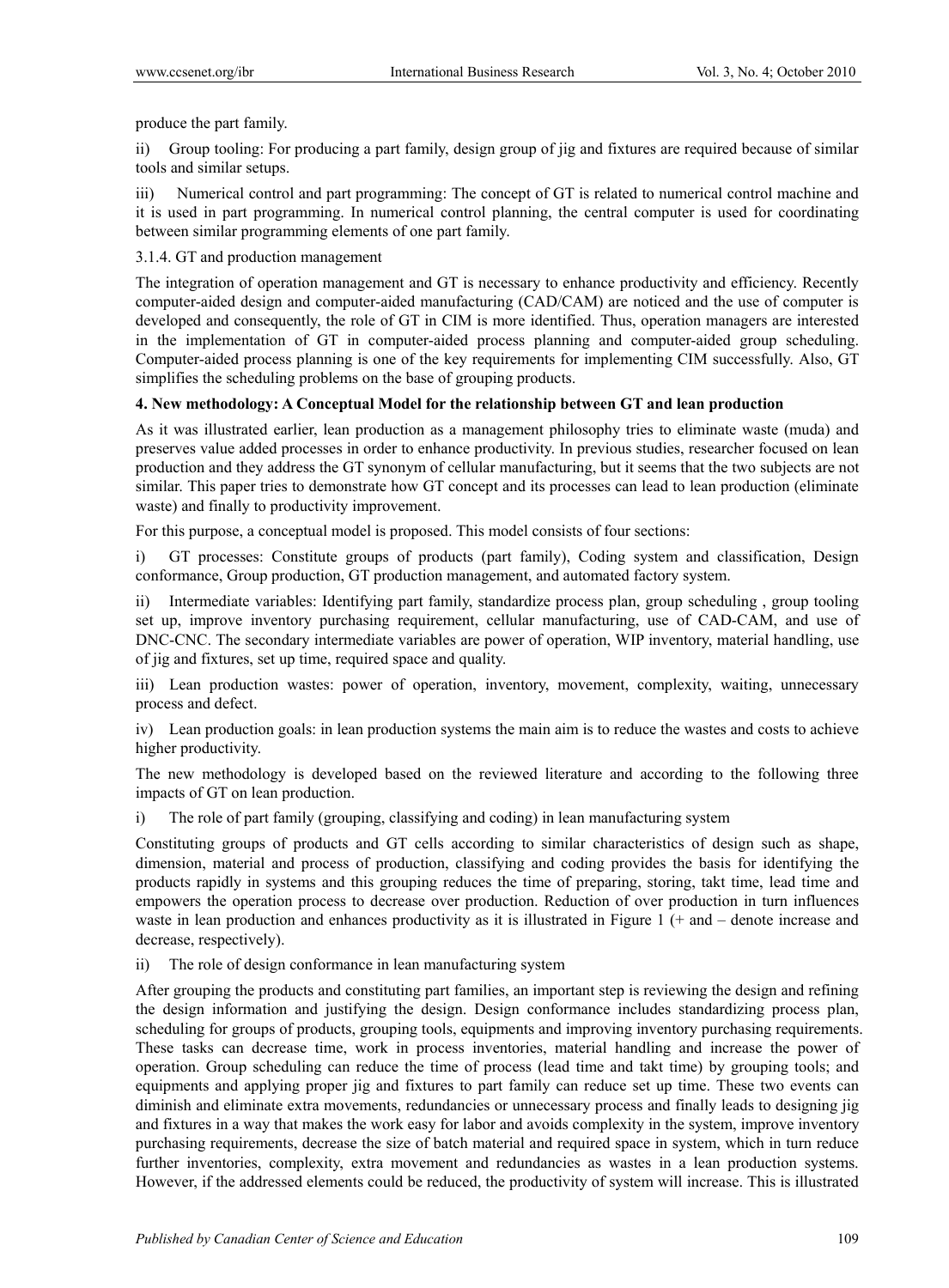produce the part family.

ii) Group tooling: For producing a part family, design group of jig and fixtures are required because of similar tools and similar setups.

iii) Numerical control and part programming: The concept of GT is related to numerical control machine and it is used in part programming. In numerical control planning, the central computer is used for coordinating between similar programming elements of one part family.

3.1.4. GT and production management

The integration of operation management and GT is necessary to enhance productivity and efficiency. Recently computer-aided design and computer-aided manufacturing (CAD/CAM) are noticed and the use of computer is developed and consequently, the role of GT in CIM is more identified. Thus, operation managers are interested in the implementation of GT in computer-aided process planning and computer-aided group scheduling. Computer-aided process planning is one of the key requirements for implementing CIM successfully. Also, GT simplifies the scheduling problems on the base of grouping products.

**4. New methodology: A Conceptual Model for the relationship between GT and lean production**

As it was illustrated earlier, lean production as a management philosophy tries to eliminate waste (muda) and preserves value added processes in order to enhance productivity. In previous studies, researcher focused on lean production and they address the GT synonym of cellular manufacturing, but it seems that the two subjects are not similar. This paper tries to demonstrate how GT concept and its processes can lead to lean production (eliminate waste) and finally to productivity improvement.

For this purpose, a conceptual model is proposed. This model consists of four sections:

i) GT processes: Constitute groups of products (part family), Coding system and classification, Design conformance, Group production, GT production management, and automated factory system.

ii) Intermediate variables: Identifying part family, standardize process plan, group scheduling , group tooling set up, improve inventory purchasing requirement, cellular manufacturing, use of CAD-CAM, and use of DNC-CNC. The secondary intermediate variables are power of operation, WIP inventory, material handling, use of jig and fixtures, set up time, required space and quality.

iii) Lean production wastes: power of operation, inventory, movement, complexity, waiting, unnecessary process and defect.

iv) Lean production goals: in lean production systems the main aim is to reduce the wastes and costs to achieve higher productivity.

The new methodology is developed based on the reviewed literature and according to the following three impacts of GT on lean production.

i) The role of part family (grouping, classifying and coding) in lean manufacturing system

Constituting groups of products and GT cells according to similar characteristics of design such as shape, dimension, material and process of production, classifying and coding provides the basis for identifying the products rapidly in systems and this grouping reduces the time of preparing, storing, takt time, lead time and empowers the operation process to decrease over production. Reduction of over production in turn influences waste in lean production and enhances productivity as it is illustrated in Figure 1 (+ and – denote increase and decrease, respectively).

ii) The role of design conformance in lean manufacturing system

After grouping the products and constituting part families, an important step is reviewing the design and refining the design information and justifying the design. Design conformance includes standardizing process plan, scheduling for groups of products, grouping tools, equipments and improving inventory purchasing requirements. These tasks can decrease time, work in process inventories, material handling and increase the power of operation. Group scheduling can reduce the time of process (lead time and takt time) by grouping tools; and equipments and applying proper jig and fixtures to part family can reduce set up time. These two events can diminish and eliminate extra movements, redundancies or unnecessary process and finally leads to designing jig and fixtures in a way that makes the work easy for labor and avoids complexity in the system, improve inventory purchasing requirements, decrease the size of batch material and required space in system, which in turn reduce further inventories, complexity, extra movement and redundancies as wastes in a lean production systems. However, if the addressed elements could be reduced, the productivity of system will increase. This is illustrated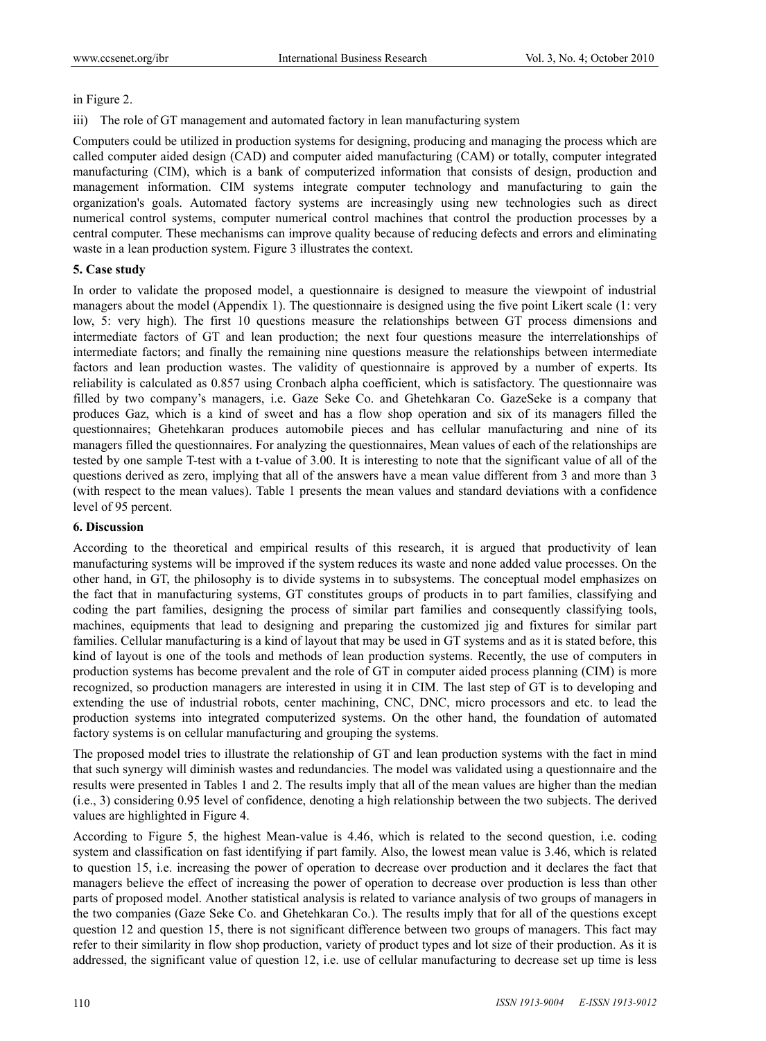in Figure 2.

iii) The role of GT management and automated factory in lean manufacturing system

Computers could be utilized in production systems for designing, producing and managing the process which are called computer aided design (CAD) and computer aided manufacturing (CAM) or totally, computer integrated manufacturing (CIM), which is a bank of computerized information that consists of design, production and management information. CIM systems integrate computer technology and manufacturing to gain the organization's goals. Automated factory systems are increasingly using new technologies such as direct numerical control systems, computer numerical control machines that control the production processes by a central computer. These mechanisms can improve quality because of reducing defects and errors and eliminating waste in a lean production system. Figure 3 illustrates the context.

## 5. Case study

In order to validate the proposed model, a questionnaire is designed to measure the viewpoint of industrial managers about the model (Appendix 1). The questionnaire is designed using the five point Likert scale (1: very low, 5: very high). The first 10 questions measure the relationships between GT process dimensions and intermediate factors of GT and lean production; the next four questions measure the interrelationships of intermediate factors; and finally the remaining nine questions measure the relationships between intermediate factors and lean production wastes. The validity of questionnaire is approved by a number of experts. Its reliability is calculated as 0.857 using Cronbach alpha coefficient, which is satisfactory. The questionnaire was filled by two company's managers, i.e. Gaze Seke Co. and Ghetehkaran Co. GazeSeke is a company that produces Gaz, which is a kind of sweet and has a flow shop operation and six of its managers filled the questionnaires; Ghetehkaran produces automobile pieces and has cellular manufacturing and nine of its managers filled the questionnaires. For analyzing the questionnaires, Mean values of each of the relationships are tested by one sample T-test with a t-value of 3.00. It is interesting to note that the significant value of all of the questions derived as zero, implying that all of the answers have a mean value different from 3 and more than 3 (with respect to the mean values). Table 1 presents the mean values and standard deviations with a confidence level of 95 percent.

## 6. Discussion

According to the theoretical and empirical results of this research, it is argued that productivity of lean manufacturing systems will be improved if the system reduces its waste and none added value processes. On the other hand, in GT, the philosophy is to divide systems in to subsystems. The conceptual model emphasizes on the fact that in manufacturing systems, GT constitutes groups of products in to part families, classifying and coding the part families, designing the process of similar part families and consequently classifying tools, machines, equipments that lead to designing and preparing the customized jig and fixtures for similar part families. Cellular manufacturing is a kind of layout that may be used in GT systems and as it is stated before, this kind of layout is one of the tools and methods of lean production systems. Recently, the use of computers in production systems has become prevalent and the role of GT in computer aided process planning (CIM) is more recognized, so production managers are interested in using it in CIM. The last step of GT is to developing and extending the use of industrial robots, center machining, CNC, DNC, micro processors and etc. to lead the production systems into integrated computerized systems. On the other hand, the foundation of automated factory systems is on cellular manufacturing and grouping the systems.

The proposed model tries to illustrate the relationship of GT and lean production systems with the fact in mind that such synergy will diminish wastes and redundancies. The model was validated using a questionnaire and the results were presented in Tables 1 and 2. The results imply that all of the mean values are higher than the median (i.e., 3) considering 0.95 level of confidence, denoting a high relationship between the two subjects. The derived values are highlighted in Figure 4.

According to Figure 5, the highest Mean-value is 4.46, which is related to the second question, i.e. coding system and classification on fast identifying if part family. Also, the lowest mean value is 3.46, which is related to question 15, i.e. increasing the power of operation to decrease over production and it declares the fact that managers believe the effect of increasing the power of operation to decrease over production is less than other parts of proposed model. Another statistical analysis is related to variance analysis of two groups of managers in the two companies (Gaze Seke Co. and Ghetehkaran Co.). The results imply that for all of the questions except question 12 and question 15, there is not significant difference between two groups of managers. This fact may refer to their similarity in flow shop production, variety of product types and lot size of their production. As it is addressed, the significant value of question 12, i.e. use of cellular manufacturing to decrease set up time is less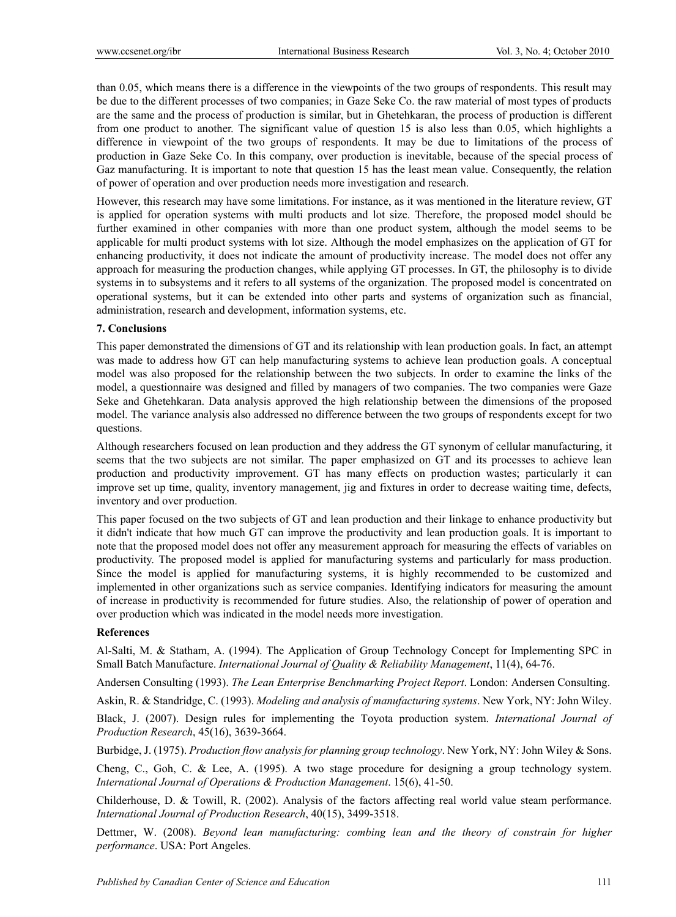than 0.05, which means there is a difference in the viewpoints of the two groups of respondents. This result may be due to the different processes of two companies; in Gaze Seke Co. the raw material of most types of products are the same and the process of production is similar, but in Ghetehkaran, the process of production is different from one product to another. The significant value of question 15 is also less than 0.05, which highlights a difference in viewpoint of the two groups of respondents. It may be due to limitations of the process of production in Gaze Seke Co. In this company, over production is inevitable, because of the special process of Gaz manufacturing. It is important to note that question 15 has the least mean value. Consequently, the relation of power of operation and over production needs more investigation and research.

However, this research may have some limitations. For instance, as it was mentioned in the literature review, GT is applied for operation systems with multi products and lot size. Therefore, the proposed model should be further examined in other companies with more than one product system, although the model seems to be applicable for multi product systems with lot size. Although the model emphasizes on the application of GT for enhancing productivity, it does not indicate the amount of productivity increase. The model does not offer any approach for measuring the production changes, while applying GT processes. In GT, the philosophy is to divide systems in to subsystems and it refers to all systems of the organization. The proposed model is concentrated on operational systems, but it can be extended into other parts and systems of organization such as financial, administration, research and development, information systems, etc.

## 7. Conclusions

This paper demonstrated the dimensions of GT and its relationship with lean production goals. In fact, an attempt was made to address how GT can help manufacturing systems to achieve lean production goals. A conceptual model was also proposed for the relationship between the two subjects. In order to examine the links of the model, a questionnaire was designed and filled by managers of two companies. The two companies were Gaze Seke and Ghetehkaran. Data analysis approved the high relationship between the dimensions of the proposed model. The variance analysis also addressed no difference between the two groups of respondents except for two questions.

Although researchers focused on lean production and they address the GT synonym of cellular manufacturing, it seems that the two subjects are not similar. The paper emphasized on GT and its processes to achieve lean production and productivity improvement. GT has many effects on production wastes; particularly it can improve set up time, quality, inventory management, jig and fixtures in order to decrease waiting time, defects, inventory and over production.

This paper focused on the two subjects of GT and lean production and their linkage to enhance productivity but it didn't indicate that how much GT can improve the productivity and lean production goals. It is important to note that the proposed model does not offer any measurement approach for measuring the effects of variables on productivity. The proposed model is applied for manufacturing systems and particularly for mass production. Since the model is applied for manufacturing systems, it is highly recommended to be customized and implemented in other organizations such as service companies. Identifying indicators for measuring the amount of increase in productivity is recommended for future studies. Also, the relationship of power of operation and over production which was indicated in the model needs more investigation.

## References

Al-Salti, M. & Statham, A. (1994). The Application of Group Technology Concept for Implementing SPC in Small Batch Manufacture. *International Journal of Quality & Reliability Management*, 11(4), 64-76.

Andersen Consulting (1993). *The Lean Enterprise Benchmarking Project Report*. London: Andersen Consulting.

Askin, R. & Standridge, C. (1993). *Modeling and analysis of manufacturing systems*. New York, NY: John Wiley.

Black, J. (2007). Design rules for implementing the Toyota production system. *International Journal of Production Research*, 45(16), 3639-3664.

Burbidge, J. (1975). *Production flow analysis for planning group technology*. New York, NY: John Wiley & Sons.

Cheng, C., Goh, C. & Lee, A. (1995). A two stage procedure for designing a group technology system. *International Journal of Operations & Production Management*. 15(6), 41-50.

Childerhouse, D. & Towill, R. (2002). Analysis of the factors affecting real world value steam performance. *International Journal of Production Research*, 40(15), 3499-3518.

Dettmer, W. (2008). *Beyond lean manufacturing: combing lean and the theory of constrain for higher performance*. USA: Port Angeles.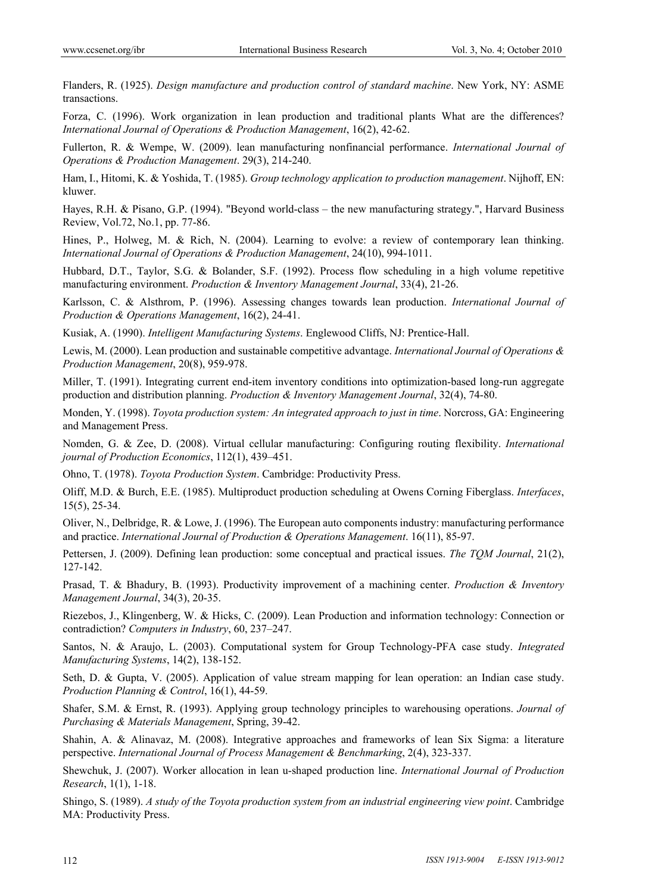Flanders, R. (1925). *Design manufacture and production control of standard machine*. New York, NY: ASME transactions.

Forza, C. (1996). Work organization in lean production and traditional plants What are the differences? *International Journal of Operations & Production Management*, 16(2), 42-62.

Fullerton, R. & Wempe, W. (2009). lean manufacturing nonfinancial performance. *International Journal of Operations & Production Management*. 29(3), 214-240.

Ham, I., Hitomi, K. & Yoshida, T. (1985). *Group technology application to production management*. Nijhoff, EN: kluwer.

Hayes, R.H. & Pisano, G.P. (1994). "Beyond world-class – the new manufacturing strategy.", Harvard Business Review, Vol.72, No.1, pp. 77-86.

Hines, P., Holweg, M. & Rich, N. (2004). Learning to evolve: a review of contemporary lean thinking. *International Journal of Operations & Production Management*, 24(10), 994-1011.

Hubbard, D.T., Taylor, S.G. & Bolander, S.F. (1992). Process flow scheduling in a high volume repetitive manufacturing environment. *Production & Inventory Management Journal*, 33(4), 21-26.

Karlsson, C. & Alsthrom, P. (1996). Assessing changes towards lean production. *International Journal of Production & Operations Management*, 16(2), 24-41.

Kusiak, A. (1990). *Intelligent Manufacturing Systems*. Englewood Cliffs, NJ: Prentice-Hall.

Lewis, M. (2000). Lean production and sustainable competitive advantage. *International Journal of Operations & Production Management*, 20(8), 959-978.

Miller, T. (1991). Integrating current end-item inventory conditions into optimization-based long-run aggregate production and distribution planning. *Production & Inventory Management Journal*, 32(4), 74-80.

Monden, Y. (1998). *Toyota production system: An integrated approach to just in time*. Norcross, GA: Engineering and Management Press.

Nomden, G. & Zee, D. (2008). Virtual cellular manufacturing: Configuring routing flexibility. *International journal of Production Economics*, 112(1), 439–451.

Ohno, T. (1978). *Toyota Production System*. Cambridge: Productivity Press.

Oliff, M.D. & Burch, E.E. (1985). Multiproduct production scheduling at Owens Corning Fiberglass. *Interfaces*, 15(5), 25-34.

Oliver, N., Delbridge, R. & Lowe, J. (1996). The European auto components industry: manufacturing performance and practice. *International Journal of Production & Operations Management*. 16(11), 85-97.

Pettersen, J. (2009). Defining lean production: some conceptual and practical issues. *The TQM Journal*, 21(2), 127-142.

Prasad, T. & Bhadury, B. (1993). Productivity improvement of a machining center. *Production & Inventory Management Journal*, 34(3), 20-35.

Riezebos, J., Klingenberg, W. & Hicks, C. (2009). Lean Production and information technology: Connection or contradiction? *Computers in Industry*, 60, 237–247.

Santos, N. & Araujo, L. (2003). Computational system for Group Technology-PFA case study. *Integrated Manufacturing Systems*, 14(2), 138-152.

Seth, D. & Gupta, V. (2005). Application of value stream mapping for lean operation: an Indian case study. *Production Planning & Control*, 16(1), 44-59.

Shafer, S.M. & Ernst, R. (1993). Applying group technology principles to warehousing operations. *Journal of Purchasing & Materials Management*, Spring, 39-42.

Shahin, A. & Alinavaz, M. (2008). Integrative approaches and frameworks of lean Six Sigma: a literature perspective. *International Journal of Process Management & Benchmarking*, 2(4), 323-337.

Shewchuk, J. (2007). Worker allocation in lean u-shaped production line. *International Journal of Production Research*, 1(1), 1-18.

Shingo, S. (1989). *A study of the Toyota production system from an industrial engineering view point*. Cambridge MA: Productivity Press.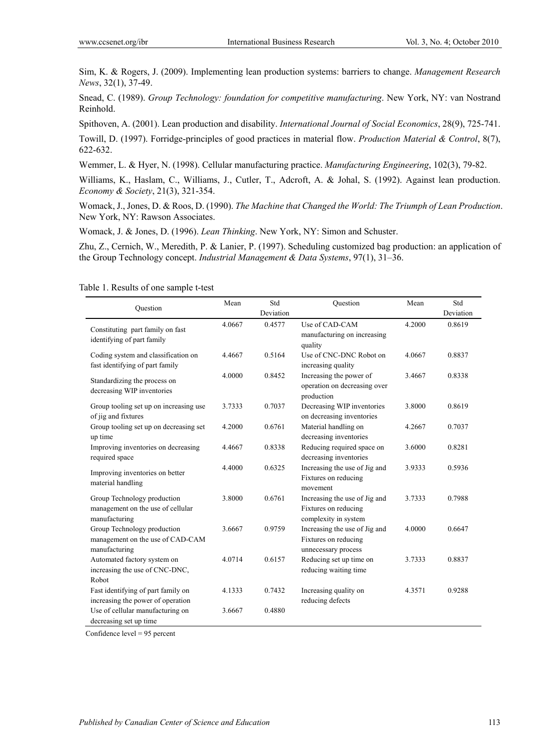Sim, K. & Rogers, J. (2009). Implementing lean production systems: barriers to change. *Management Research News*, 32(1), 37-49.

Snead, C. (1989). *Group Technology: foundation for competitive manufacturing*. New York, NY: van Nostrand Reinhold.

Spithoven, A. (2001). Lean production and disability. *International Journal of Social Economics*, 28(9), 725-741.

Towill, D. (1997). Forridge-principles of good practices in material flow. *Production Material & Control*, 8(7), 622-632.

Wemmer, L. & Hyer, N. (1998). Cellular manufacturing practice. *Manufacturing Engineering*, 102(3), 79-82.

Williams, K., Haslam, C., Williams, J., Cutler, T., Adcroft, A. & Johal, S. (1992). Against lean production. *Economy & Society*, 21(3), 321-354.

Womack, J., Jones, D. & Roos, D. (1990). *The Machine that Changed the World: The Triumph of Lean Production*. New York, NY: Rawson Associates.

Womack, J. & Jones, D. (1996). *Lean Thinking*. New York, NY: Simon and Schuster.

Zhu, Z., Cernich, W., Meredith, P. & Lanier, P. (1997). Scheduling customized bag production: an application of the Group Technology concept. *Industrial Management & Data Systems*, 97(1), 31–36.

Table 1. Results of one sample t-test

| Question | Mean | Std Deviation | Question | Mean | Std Deviation |
|---|---|---|---|---|---|
| Constituting part family on fast identifying of part family | 4.0667 | 0.4577 | Use of CAD-CAM manufacturing on increasing quality | 4.2000 | 0.8619 |
| Coding system and classification on fast identifying of part family | 4.4667 | 0.5164 | Use of CNC-DNC Robot on increasing quality | 4.0667 | 0.8837 |
| Standardizing the process on decreasing WIP inventories | 4.0000 | 0.8452 | Increasing the power of operation on decreasing over production | 3.4667 | 0.8338 |
| Group tooling set up on increasing use of jig and fixtures | 3.7333 | 0.7037 | Decreasing WIP inventories on decreasing inventories | 3.8000 | 0.8619 |
| Group tooling set up on decreasing set up time | 4.2000 | 0.6761 | Material handling on decreasing inventories | 4.2667 | 0.7037 |
| Improving inventories on decreasing required space | 4.4667 | 0.8338 | Reducing required space on decreasing inventories | 3.6000 | 0.8281 |
| Improving inventories on better material handling | 4.4000 | 0.6325 | Increasing the use of Jig and Fixtures on reducing movement | 3.9333 | 0.5936 |
| Group Technology production management on the use of cellular manufacturing | 3.8000 | 0.6761 | Increasing the use of Jig and Fixtures on reducing complexity in system | 3.7333 | 0.7988 |
| Group Technology production management on the use of CAD-CAM manufacturing | 3.6667 | 0.9759 | Increasing the use of Jig and Fixtures on reducing unnecessary process | 4.0000 | 0.6647 |
| Automated factory system on increasing the use of CNC-DNC, Robot | 4.0714 | 0.6157 | Reducing set up time on reducing waiting time | 3.7333 | 0.8837 |
| Fast identifying of part family on increasing the power of operation | 4.1333 | 0.7432 | Increasing quality on reducing defects | 4.3571 | 0.9288 |
| Use of cellular manufacturing on decreasing set up time | 3.6667 | 0.4880 | | | |

Confidence level = 95 percent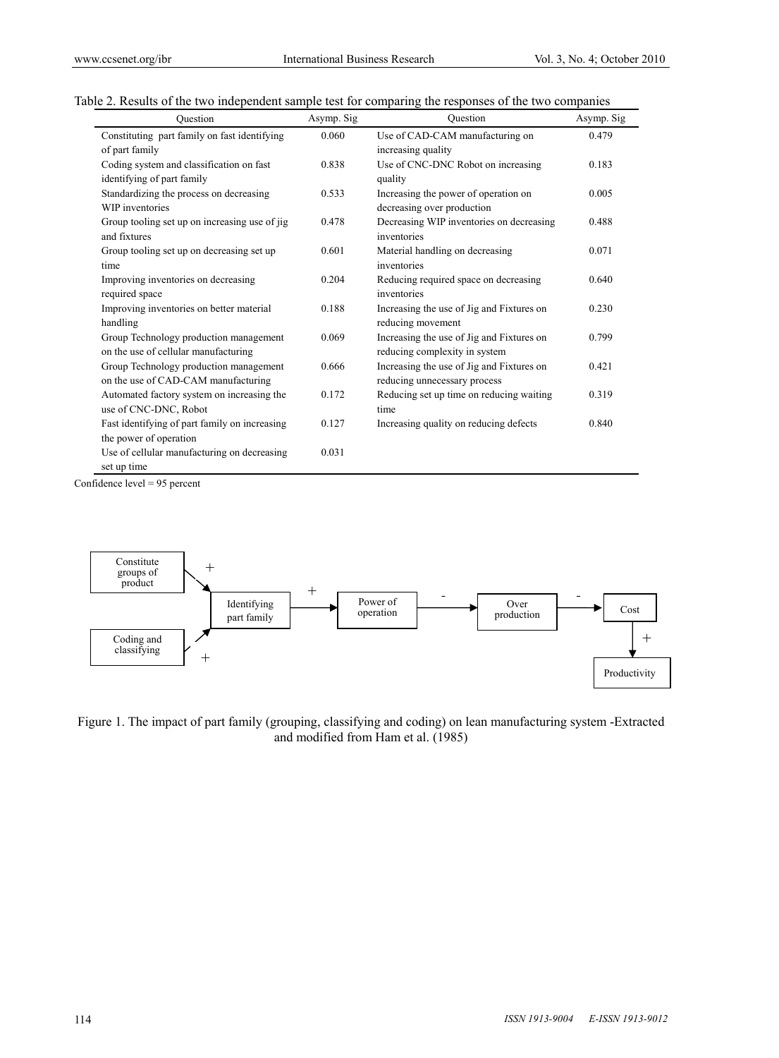Table 2. Results of the two independent sample test for comparing the responses of the two companies

| Question | Asymp. Sig | Question | Asymp. Sig |
|---|---|---|---|
| Constituting part family on fast identifying of part family | 0.060 | Use of CAD-CAM manufacturing on increasing quality | 0.479 |
| Coding system and classification on fast identifying of part family | 0.838 | Use of CNC-DNC Robot on increasing quality | 0.183 |
| Standardizing the process on decreasing WIP inventories | 0.533 | Increasing the power of operation on decreasing over production | 0.005 |
| Group tooling set up on increasing use of jig and fixtures | 0.478 | Decreasing WIP inventories on decreasing inventories | 0.488 |
| Group tooling set up on decreasing set up time | 0.601 | Material handling on decreasing inventories | 0.071 |
| Improving inventories on decreasing required space | 0.204 | Reducing required space on decreasing inventories | 0.640 |
| Improving inventories on better material handling | 0.188 | Increasing the use of Jig and Fixtures on reducing movement | 0.230 |
| Group Technology production management on the use of cellular manufacturing | 0.069 | Increasing the use of Jig and Fixtures on reducing complexity in system | 0.799 |
| Group Technology production management on the use of CAD-CAM manufacturing | 0.666 | Increasing the use of Jig and Fixtures on reducing unnecessary process | 0.421 |
| Automated factory system on increasing the use of CNC-DNC, Robot | 0.172 | Reducing set up time on reducing waiting time | 0.319 |
| Fast identifying of part family on increasing the power of operation | 0.127 | Increasing quality on reducing defects | 0.840 |
| Use of cellular manufacturing on decreasing set up time | 0.031 | | |

Confidence level = 95 percent

```
Constitute groups of product --(+)--> Identifying part family
Coding and classifying     --(+)--> Identifying part family
Identifying part family --(+)--> Power of operation --(-)--> Over production --(-)--> Cost --(+)--> Productivity
```

Figure 1. The impact of part family (grouping, classifying and coding) on lean manufacturing system -Extracted and modified from Ham et al. (1985)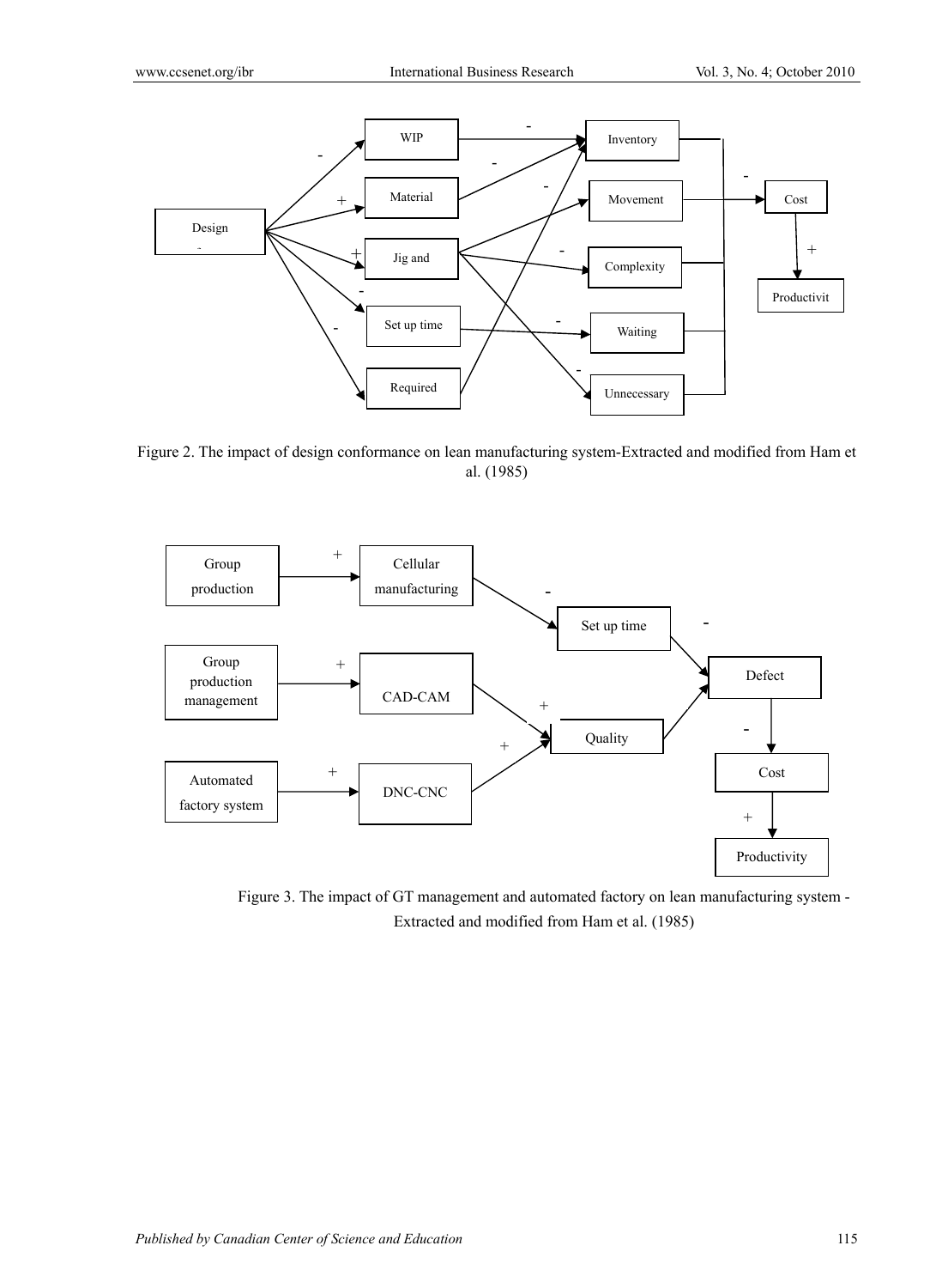Figure 2. The impact of design conformance on lean manufacturing system-Extracted and modified from Ham et al. (1985)

Figure 3. The impact of GT management and automated factory on lean manufacturing system - Extracted and modified from Ham et al. (1985)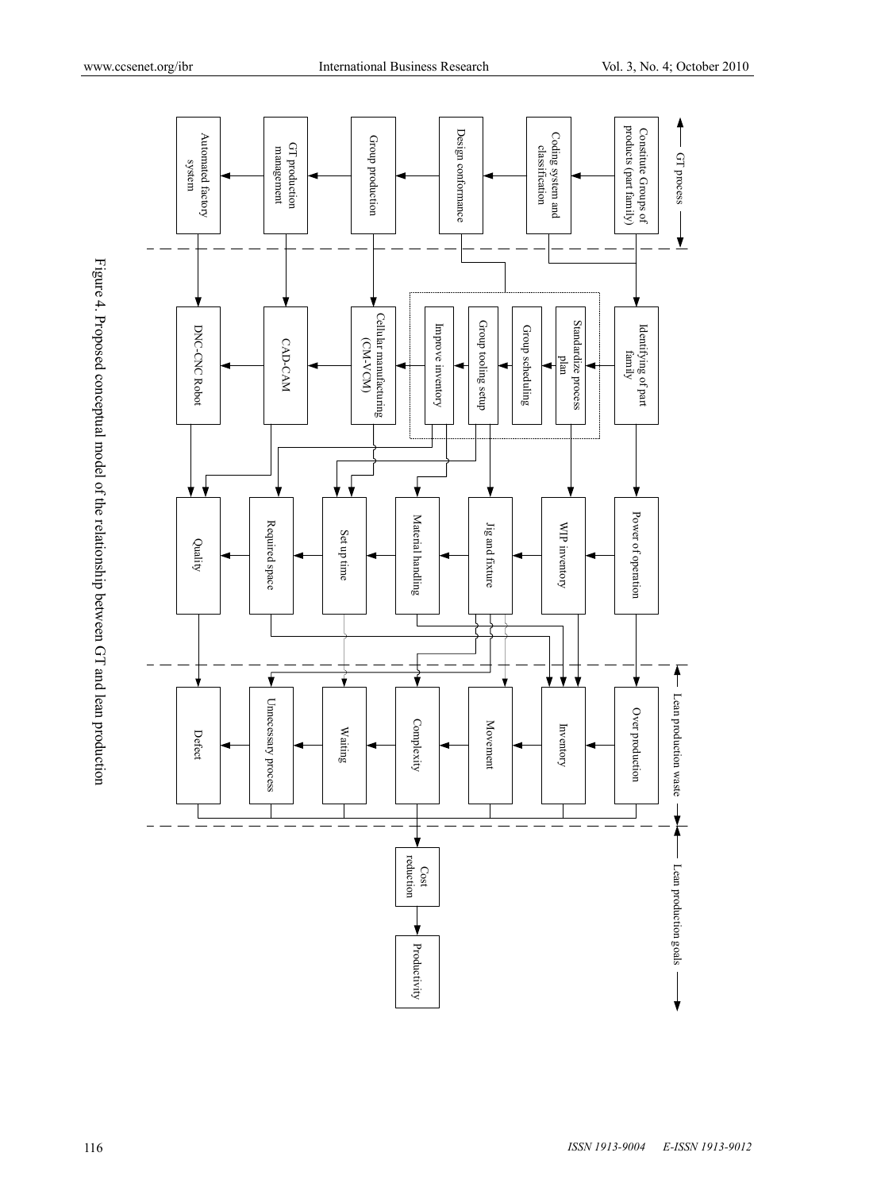Figure 4. Proposed conceptual model of the relationship between GT and lean production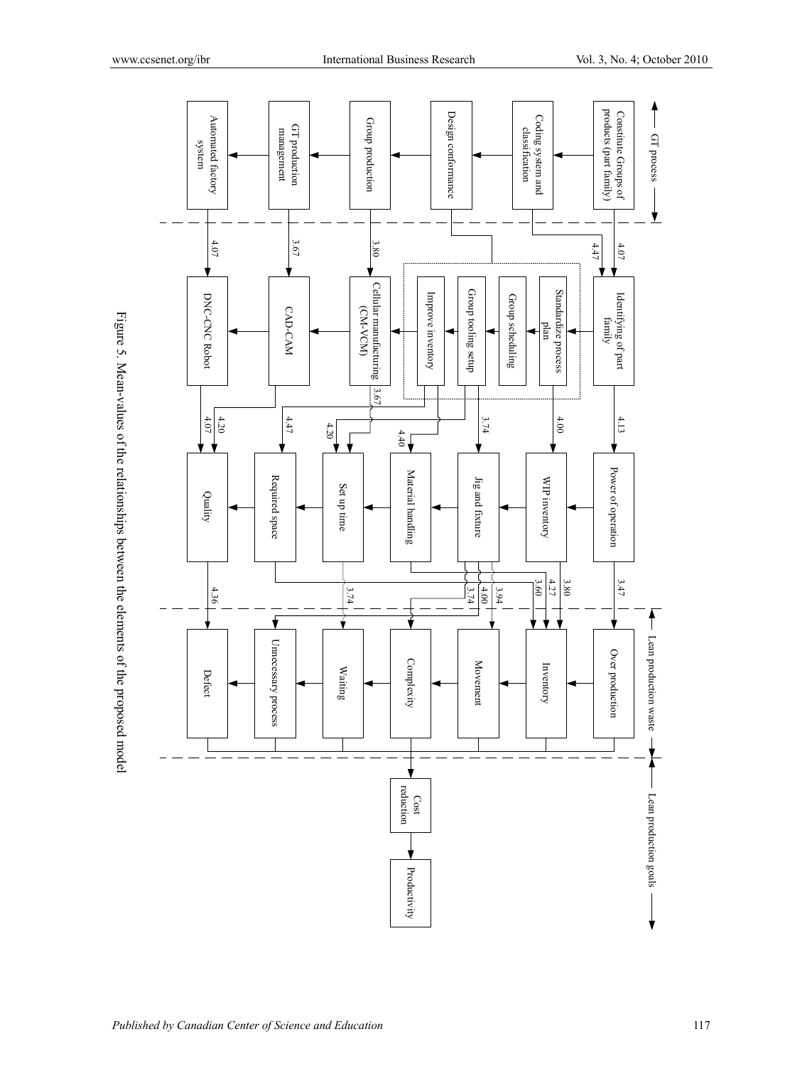Figure 5. Mean-values of the relationships between the elements of the proposed model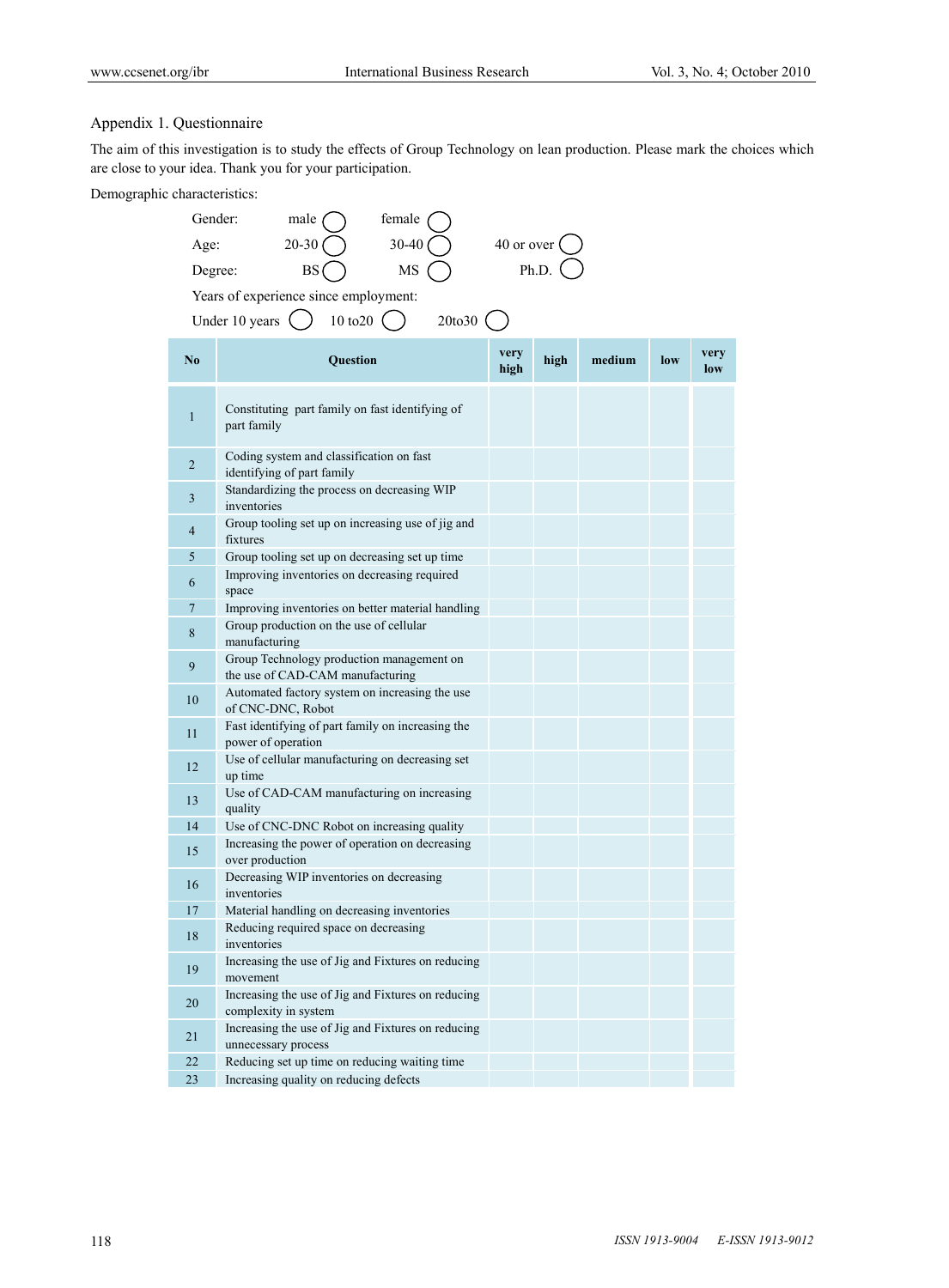## Appendix 1. Questionnaire

The aim of this investigation is to study the effects of Group Technology on lean production. Please mark the choices which are close to your idea. Thank you for your participation.

Demographic characteristics:

Gender: male ◯ female ◯

Age: 20-30 ◯ 30-40 ◯ 40 or over ◯

Degree: BS ◯ MS ◯ Ph.D. ◯

Years of experience since employment:

Under 10 years ◯ 10 to20 ◯ 20to30 ◯

| No | Question | very high | high | medium | low | very low |
|---|---|---|---|---|---|---|
| 1 | Constituting part family on fast identifying of part family | | | | | |
| 2 | Coding system and classification on fast identifying of part family | | | | | |
| 3 | Standardizing the process on decreasing WIP inventories | | | | | |
| 4 | Group tooling set up on increasing use of jig and fixtures | | | | | |
| 5 | Group tooling set up on decreasing set up time | | | | | |
| 6 | Improving inventories on decreasing required space | | | | | |
| 7 | Improving inventories on better material handling | | | | | |
| 8 | Group production on the use of cellular manufacturing | | | | | |
| 9 | Group Technology production management on the use of CAD-CAM manufacturing | | | | | |
| 10 | Automated factory system on increasing the use of CNC-DNC, Robot | | | | | |
| 11 | Fast identifying of part family on increasing the power of operation | | | | | |
| 12 | Use of cellular manufacturing on decreasing set up time | | | | | |
| 13 | Use of CAD-CAM manufacturing on increasing quality | | | | | |
| 14 | Use of CNC-DNC Robot on increasing quality | | | | | |
| 15 | Increasing the power of operation on decreasing over production | | | | | |
| 16 | Decreasing WIP inventories on decreasing inventories | | | | | |
| 17 | Material handling on decreasing inventories | | | | | |
| 18 | Reducing required space on decreasing inventories | | | | | |
| 19 | Increasing the use of Jig and Fixtures on reducing movement | | | | | |
| 20 | Increasing the use of Jig and Fixtures on reducing complexity in system | | | | | |
| 21 | Increasing the use of Jig and Fixtures on reducing unnecessary process | | | | | |
| 22 | Reducing set up time on reducing waiting time | | | | | |
| 23 | Increasing quality on reducing defects | | | | | |